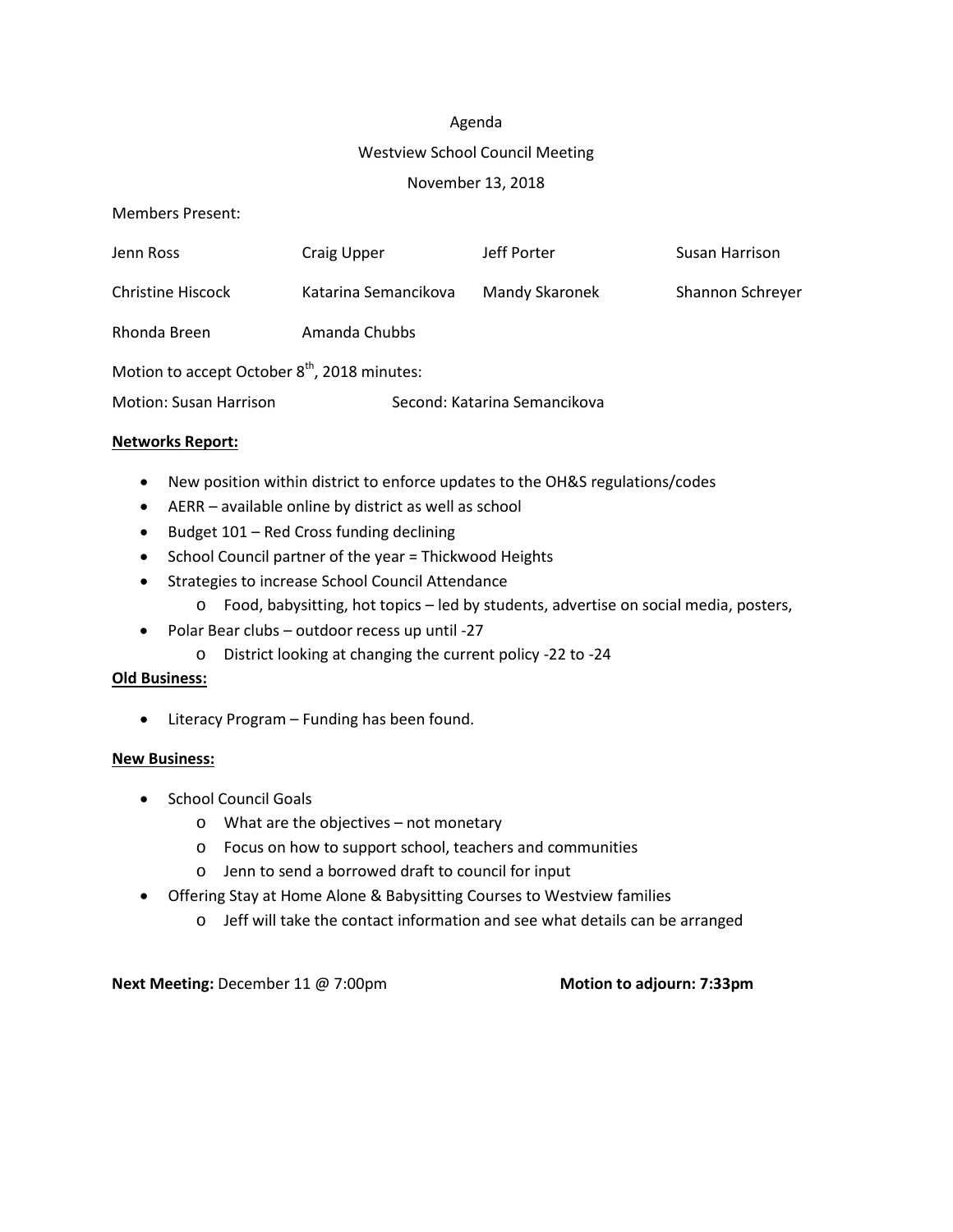Agenda

Westview School Council Meeting

November 13, 2018

Members Present:

| | | | |
|---|---|---|---|
| Jenn Ross | Craig Upper | Jeff Porter | Susan Harrison |
| Christine Hiscock | Katarina Semancikova | Mandy Skaronek | Shannon Schreyer |
| Rhonda Breen | Amanda Chubbs | | |

Motion to accept October 8th, 2018 minutes:

Motion: Susan Harrison    Second: Katarina Semancikova

**Networks Report:**

- New position within district to enforce updates to the OH&S regulations/codes
- AERR – available online by district as well as school
- Budget 101 – Red Cross funding declining
- School Council partner of the year = Thickwood Heights
- Strategies to increase School Council Attendance
  - Food, babysitting, hot topics – led by students, advertise on social media, posters,
- Polar Bear clubs – outdoor recess up until -27
  - District looking at changing the current policy -22 to -24

**Old Business:**

- Literacy Program – Funding has been found.

**New Business:**

- School Council Goals
  - What are the objectives – not monetary
  - Focus on how to support school, teachers and communities
  - Jenn to send a borrowed draft to council for input
- Offering Stay at Home Alone & Babysitting Courses to Westview families
  - Jeff will take the contact information and see what details can be arranged

**Next Meeting:** December 11 @ 7:00pm    **Motion to adjourn: 7:33pm**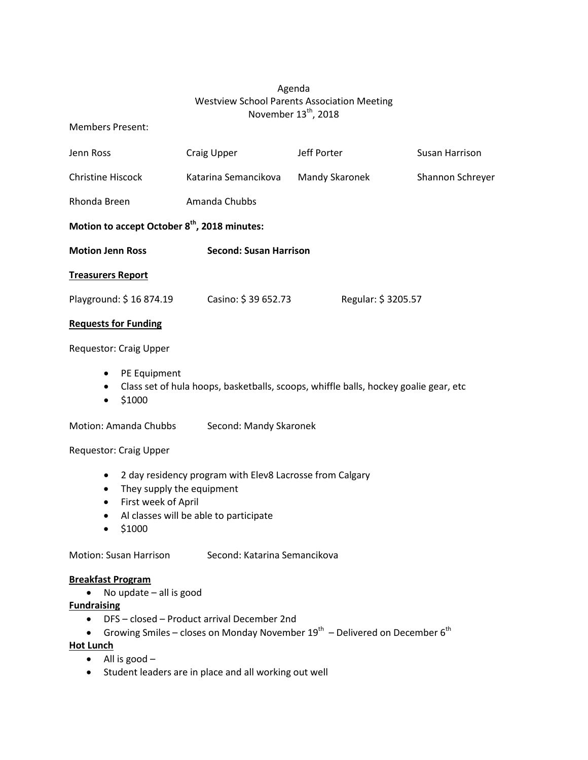Agenda
Westview School Parents Association Meeting
November 13th, 2018

Members Present:

| | | | |
|---|---|---|---|
| Jenn Ross | Craig Upper | Jeff Porter | Susan Harrison |
| Christine Hiscock | Katarina Semancikova | Mandy Skaronek | Shannon Schreyer |
| Rhonda Breen | Amanda Chubbs | | |

**Motion to accept October 8th, 2018 minutes:**

**Motion Jenn Ross** **Second: Susan Harrison**

**Treasurers Report**

Playground: $ 16 874.19 Casino: $ 39 652.73 Regular: $ 3205.57

**Requests for Funding**

Requestor: Craig Upper

- PE Equipment
- Class set of hula hoops, basketballs, scoops, whiffle balls, hockey goalie gear, etc
- $1000

Motion: Amanda Chubbs Second: Mandy Skaronek

Requestor: Craig Upper

- 2 day residency program with Elev8 Lacrosse from Calgary
- They supply the equipment
- First week of April
- Al classes will be able to participate
- $1000

Motion: Susan Harrison Second: Katarina Semancikova

**Breakfast Program**

- No update – all is good

**Fundraising**

- DFS – closed – Product arrival December 2nd
- Growing Smiles – closes on Monday November 19th – Delivered on December 6th

**Hot Lunch**

- All is good –
- Student leaders are in place and all working out well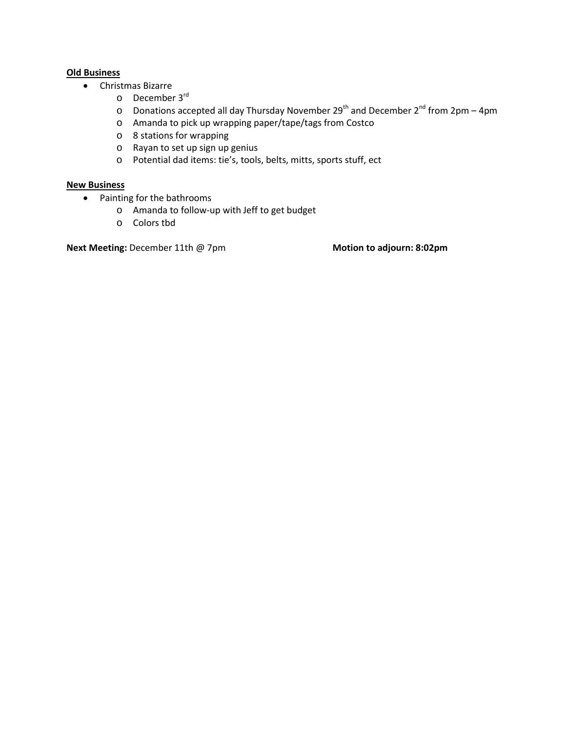**<u>Old Business</u>**

- Christmas Bizarre
  - December 3rd
  - Donations accepted all day Thursday November 29th and December 2nd from 2pm – 4pm
  - Amanda to pick up wrapping paper/tape/tags from Costco
  - 8 stations for wrapping
  - Rayan to set up sign up genius
  - Potential dad items: tie's, tools, belts, mitts, sports stuff, ect

**<u>New Business</u>**

- Painting for the bathrooms
  - Amanda to follow-up with Jeff to get budget
  - Colors tbd

**Next Meeting:** December 11th @ 7pm

**Motion to adjourn: 8:02pm**